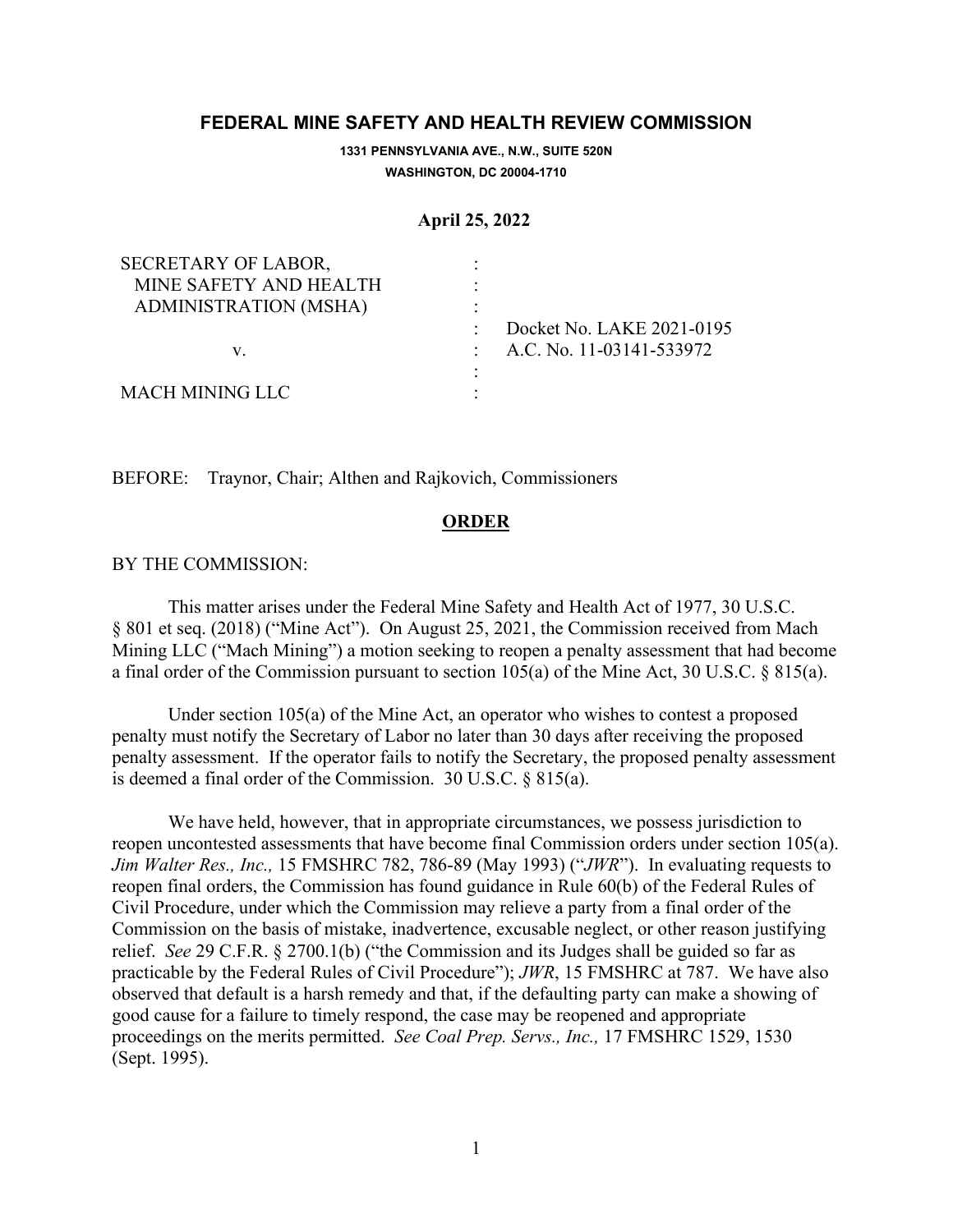# FEDERAL MINE SAFETY AND HEALTH REVIEW COMMISSION

**1331 PENNSYLVANIA AVE., N.W., SUITE 520N**
**WASHINGTON, DC 20004-1710**

**April 25, 2022**

| | | |
|---|---|---|
| SECRETARY OF LABOR, | : | |
| MINE SAFETY AND HEALTH | : | |
| ADMINISTRATION (MSHA) | : | |
| | : | Docket No. LAKE 2021-0195 |
| v. | : | A.C. No. 11-03141-533972 |
| | : | |
| MACH MINING LLC | : | |

BEFORE: Traynor, Chair; Althen and Rajkovich, Commissioners

## ORDER

BY THE COMMISSION:

This matter arises under the Federal Mine Safety and Health Act of 1977, 30 U.S.C. § 801 et seq. (2018) ("Mine Act"). On August 25, 2021, the Commission received from Mach Mining LLC ("Mach Mining") a motion seeking to reopen a penalty assessment that had become a final order of the Commission pursuant to section 105(a) of the Mine Act, 30 U.S.C. § 815(a).

Under section 105(a) of the Mine Act, an operator who wishes to contest a proposed penalty must notify the Secretary of Labor no later than 30 days after receiving the proposed penalty assessment. If the operator fails to notify the Secretary, the proposed penalty assessment is deemed a final order of the Commission. 30 U.S.C. § 815(a).

We have held, however, that in appropriate circumstances, we possess jurisdiction to reopen uncontested assessments that have become final Commission orders under section 105(a). *Jim Walter Res., Inc.,* 15 FMSHRC 782, 786-89 (May 1993) ("*JWR*"). In evaluating requests to reopen final orders, the Commission has found guidance in Rule 60(b) of the Federal Rules of Civil Procedure, under which the Commission may relieve a party from a final order of the Commission on the basis of mistake, inadvertence, excusable neglect, or other reason justifying relief. *See* 29 C.F.R. § 2700.1(b) ("the Commission and its Judges shall be guided so far as practicable by the Federal Rules of Civil Procedure"); *JWR*, 15 FMSHRC at 787. We have also observed that default is a harsh remedy and that, if the defaulting party can make a showing of good cause for a failure to timely respond, the case may be reopened and appropriate proceedings on the merits permitted. *See Coal Prep. Servs., Inc.,* 17 FMSHRC 1529, 1530 (Sept. 1995).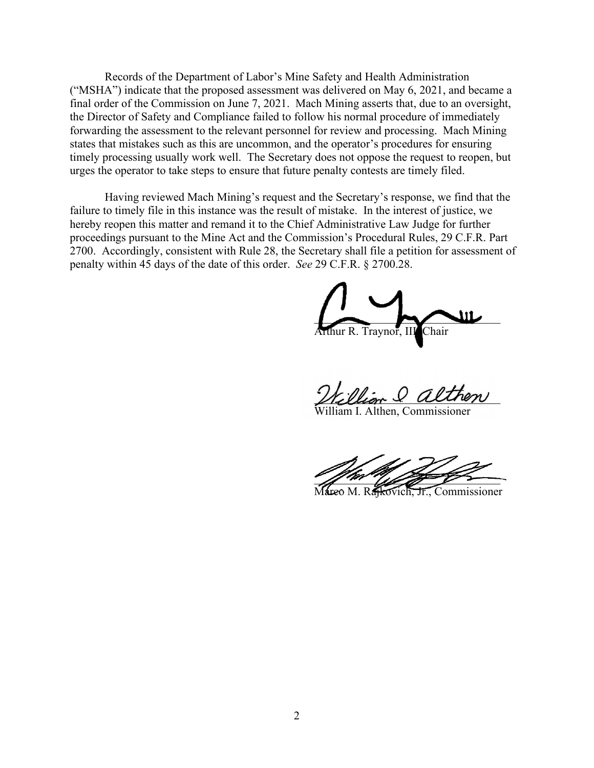Records of the Department of Labor's Mine Safety and Health Administration ("MSHA") indicate that the proposed assessment was delivered on May 6, 2021, and became a final order of the Commission on June 7, 2021. Mach Mining asserts that, due to an oversight, the Director of Safety and Compliance failed to follow his normal procedure of immediately forwarding the assessment to the relevant personnel for review and processing. Mach Mining states that mistakes such as this are uncommon, and the operator's procedures for ensuring timely processing usually work well. The Secretary does not oppose the request to reopen, but urges the operator to take steps to ensure that future penalty contests are timely filed.

Having reviewed Mach Mining's request and the Secretary's response, we find that the failure to timely file in this instance was the result of mistake. In the interest of justice, we hereby reopen this matter and remand it to the Chief Administrative Law Judge for further proceedings pursuant to the Mine Act and the Commission's Procedural Rules, 29 C.F.R. Part 2700. Accordingly, consistent with Rule 28, the Secretary shall file a petition for assessment of penalty within 45 days of the date of this order. *See* 29 C.F.R. § 2700.28.

Arthur R. Traynor, III, Chair

William I. Althen, Commissioner

Marco M. Rajkovich, Jr., Commissioner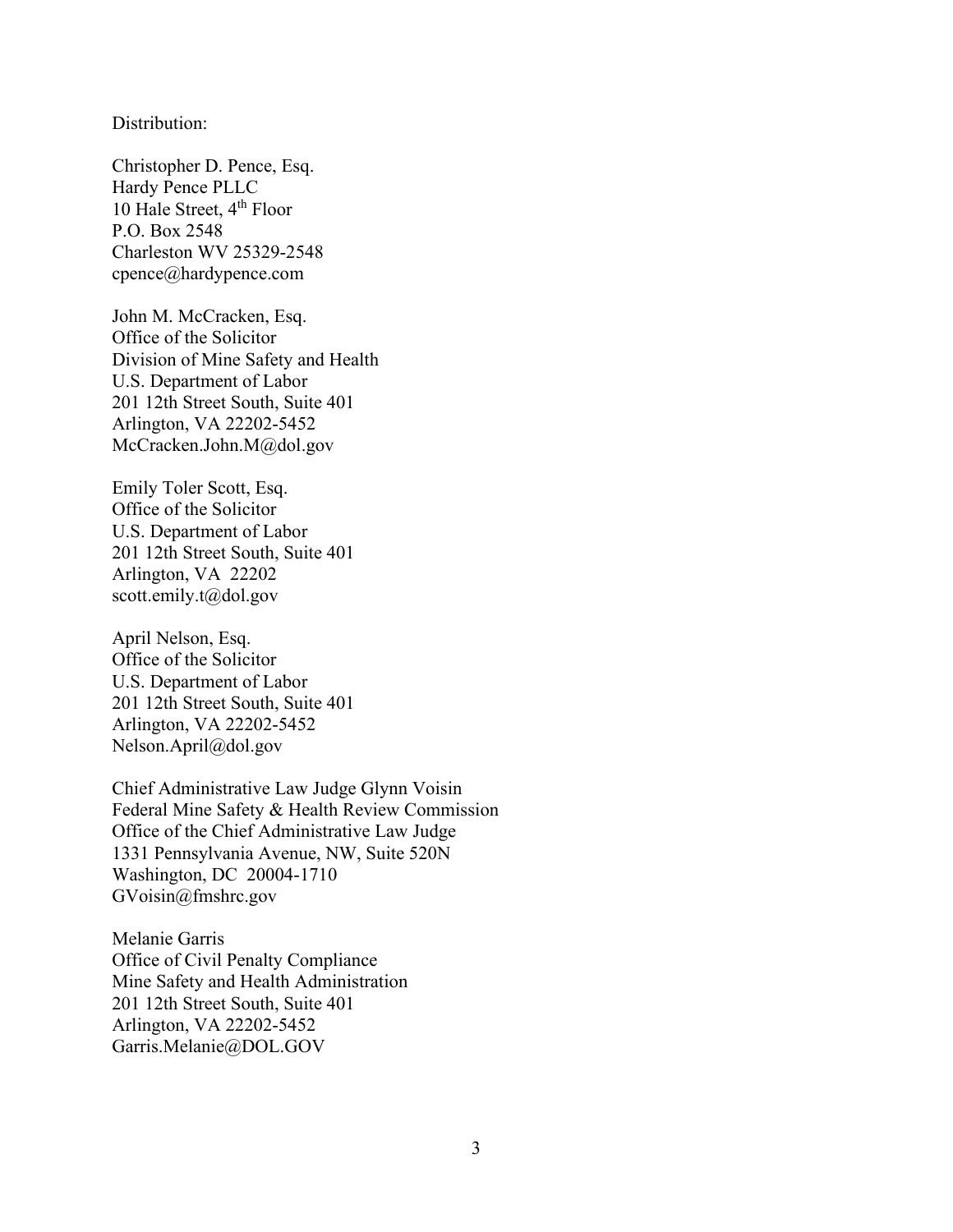Distribution:

Christopher D. Pence, Esq.
Hardy Pence PLLC
10 Hale Street, 4th Floor
P.O. Box 2548
Charleston WV 25329-2548
cpence@hardypence.com

John M. McCracken, Esq.
Office of the Solicitor
Division of Mine Safety and Health
U.S. Department of Labor
201 12th Street South, Suite 401
Arlington, VA 22202-5452
McCracken.John.M@dol.gov

Emily Toler Scott, Esq.
Office of the Solicitor
U.S. Department of Labor
201 12th Street South, Suite 401
Arlington, VA 22202
scott.emily.t@dol.gov

April Nelson, Esq.
Office of the Solicitor
U.S. Department of Labor
201 12th Street South, Suite 401
Arlington, VA 22202-5452
Nelson.April@dol.gov

Chief Administrative Law Judge Glynn Voisin
Federal Mine Safety & Health Review Commission
Office of the Chief Administrative Law Judge
1331 Pennsylvania Avenue, NW, Suite 520N
Washington, DC 20004-1710
GVoisin@fmshrc.gov

Melanie Garris
Office of Civil Penalty Compliance
Mine Safety and Health Administration
201 12th Street South, Suite 401
Arlington, VA 22202-5452
Garris.Melanie@DOL.GOV